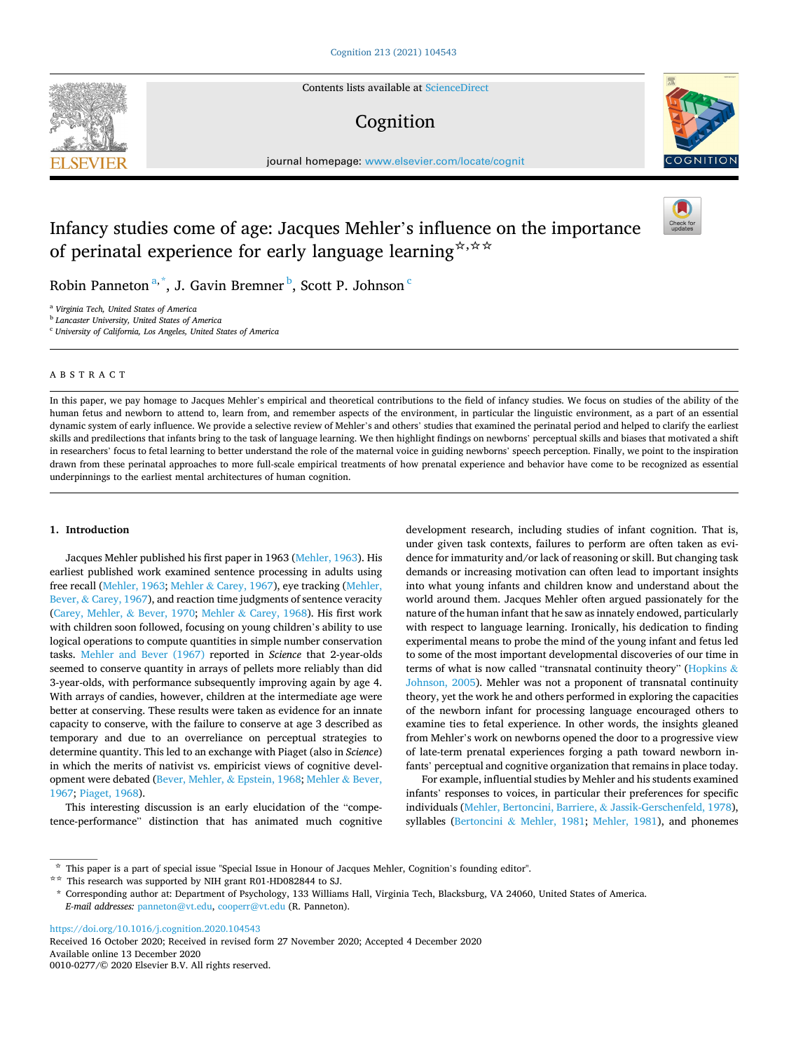# Infancy studies come of age: Jacques Mehler's influence on the importance of perinatal experience for early language learning[☆,☆☆]

Robin Panneton[a,*], J. Gavin Bremner[b], Scott P. Johnson[c]

[a] Virginia Tech, United States of America
[b] Lancaster University, United States of America
[c] University of California, Los Angeles, United States of America

## ABSTRACT

In this paper, we pay homage to Jacques Mehler's empirical and theoretical contributions to the field of infancy studies. We focus on studies of the ability of the human fetus and newborn to attend to, learn from, and remember aspects of the environment, in particular the linguistic environment, as a part of an essential dynamic system of early influence. We provide a selective review of Mehler's and others' studies that examined the perinatal period and helped to clarify the earliest skills and predilections that infants bring to the task of language learning. We then highlight findings on newborns' perceptual skills and biases that motivated a shift in researchers' focus to fetal learning to better understand the role of the maternal voice in guiding newborns' speech perception. Finally, we point to the inspiration drawn from these perinatal approaches to more full-scale empirical treatments of how prenatal experience and behavior have come to be recognized as essential underpinnings to the earliest mental architectures of human cognition.

## 1. Introduction

Jacques Mehler published his first paper in 1963 (Mehler, 1963). His earliest published work examined sentence processing in adults using free recall (Mehler, 1963; Mehler & Carey, 1967), eye tracking (Mehler, Bever, & Carey, 1967), and reaction time judgments of sentence veracity (Carey, Mehler, & Bever, 1970; Mehler & Carey, 1968). His first work with children soon followed, focusing on young children's ability to use logical operations to compute quantities in simple number conservation tasks. Mehler and Bever (1967) reported in *Science* that 2-year-olds seemed to conserve quantity in arrays of pellets more reliably than did 3-year-olds, with performance subsequently improving again by age 4. With arrays of candies, however, children at the intermediate age were better at conserving. These results were taken as evidence for an innate capacity to conserve, with the failure to conserve at age 3 described as temporary and due to an overreliance on perceptual strategies to determine quantity. This led to an exchange with Piaget (also in *Science*) in which the merits of nativist vs. empiricist views of cognitive development were debated (Bever, Mehler, & Epstein, 1968; Mehler & Bever, 1967; Piaget, 1968).

This interesting discussion is an early elucidation of the "competence-performance" distinction that has animated much cognitive development research, including studies of infant cognition. That is, under given task contexts, failures to perform are often taken as evidence for immaturity and/or lack of reasoning or skill. But changing task demands or increasing motivation can often lead to important insights into what young infants and children know and understand about the world around them. Jacques Mehler often argued passionately for the nature of the human infant that he saw as innately endowed, particularly with respect to language learning. Ironically, his dedication to finding experimental means to probe the mind of the young infant and fetus led to some of the most important developmental discoveries of our time in terms of what is now called "transnatal continuity theory" (Hopkins & Johnson, 2005). Mehler was not a proponent of transnatal continuity theory, yet the work he and others performed in exploring the capacities of the newborn infant for processing language encouraged others to examine ties to fetal experience. In other words, the insights gleaned from Mehler's work on newborns opened the door to a progressive view of late-term prenatal experiences forging a path toward newborn infants' perceptual and cognitive organization that remains in place today.

For example, influential studies by Mehler and his students examined infants' responses to voices, in particular their preferences for specific individuals (Mehler, Bertoncini, Barriere, & Jassik-Gerschenfeld, 1978), syllables (Bertoncini & Mehler, 1981; Mehler, 1981), and phonemes

---

☆ This paper is a part of special issue "Special Issue in Honour of Jacques Mehler, Cognition's founding editor".

☆☆ This research was supported by NIH grant R01-HD082844 to SJ.

\* Corresponding author at: Department of Psychology, 133 Williams Hall, Virginia Tech, Blacksburg, VA 24060, United States of America.
*E-mail addresses:* panneton@vt.edu, cooperr@vt.edu (R. Panneton).

https://doi.org/10.1016/j.cognition.2020.104543
Received 16 October 2020; Received in revised form 27 November 2020; Accepted 4 December 2020
Available online 13 December 2020
0010-0277/© 2020 Elsevier B.V. All rights reserved.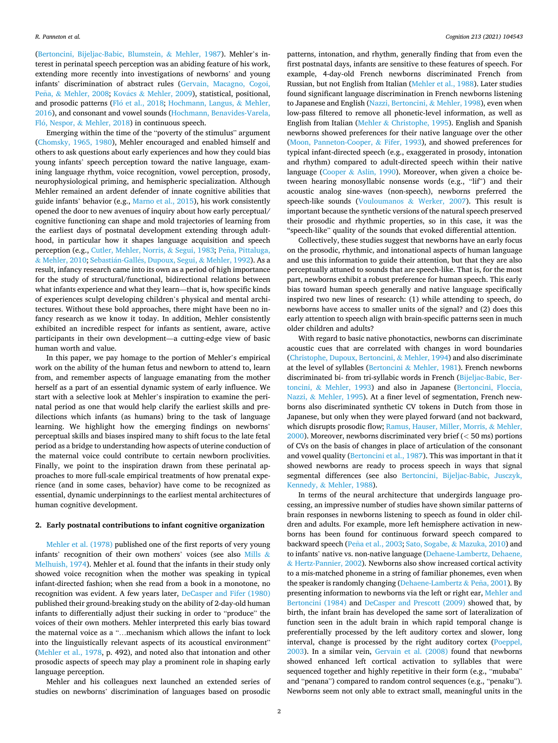(Bertoncini, Bijeljac-Babic, Blumstein, & Mehler, 1987). Mehler's interest in perinatal speech perception was an abiding feature of his work, extending more recently into investigations of newborns' and young infants' discrimination of abstract rules (Gervain, Macagno, Cogoi, Peña, & Mehler, 2008; Kovács & Mehler, 2009), statistical, positional, and prosodic patterns (Fló et al., 2018; Hochmann, Langus, & Mehler, 2016), and consonant and vowel sounds (Hochmann, Benavides-Varela, Fló, Nespor, & Mehler, 2018) in continuous speech.

Emerging within the time of the "poverty of the stimulus" argument (Chomsky, 1965, 1980), Mehler encouraged and enabled himself and others to ask questions about early experiences and how they could bias young infants' speech perception toward the native language, examining language rhythm, voice recognition, vowel perception, prosody, neurophysiological priming, and hemispheric specialization. Although Mehler remained an ardent defender of innate cognitive abilities that guide infants' behavior (e.g., Marno et al., 2015), his work consistently opened the door to new avenues of inquiry about how early perceptual/cognitive functioning can shape and mold trajectories of learning from the earliest days of postnatal development extending through adulthood, in particular how it shapes language acquisition and speech perception (e.g., Cutler, Mehler, Norris, & Segui, 1983; Peña, Pittaluga, & Mehler, 2010; Sebastián-Gallés, Dupoux, Segui, & Mehler, 1992). As a result, infancy research came into its own as a period of high importance for the study of structural/functional, bidirectional relations between what infants experience and what they learn—that is, how specific kinds of experiences sculpt developing children's physical and mental architectures. Without these bold approaches, there might have been no infancy research as we know it today. In addition, Mehler consistently exhibited an incredible respect for infants as sentient, aware, active participants in their own development—a cutting-edge view of basic human worth and value.

In this paper, we pay homage to the portion of Mehler's empirical work on the ability of the human fetus and newborn to attend to, learn from, and remember aspects of language emanating from the mother herself as a part of an essential dynamic system of early influence. We start with a selective look at Mehler's inspiration to examine the perinatal period as one that would help clarify the earliest skills and predilections which infants (as humans) bring to the task of language learning. We highlight how the emerging findings on newborns' perceptual skills and biases inspired many to shift focus to the late fetal period as a bridge to understanding how aspects of uterine conduction of the maternal voice could contribute to certain newborn proclivities. Finally, we point to the inspiration drawn from these perinatal approaches to more full-scale empirical treatments of how prenatal experience (and in some cases, behavior) have come to be recognized as essential, dynamic underpinnings to the earliest mental architectures of human cognitive development.

## 2. Early postnatal contributions to infant cognitive organization

Mehler et al. (1978) published one of the first reports of very young infants' recognition of their own mothers' voices (see also Mills & Melhuish, 1974). Mehler et al. found that the infants in their study only showed voice recognition when the mother was speaking in typical infant-directed fashion; when she read from a book in a monotone, no recognition was evident. A few years later, DeCasper and Fifer (1980) published their ground-breaking study on the ability of 2-day-old human infants to differentially adjust their sucking in order to "produce" the voices of their own mothers. Mehler interpreted this early bias toward the maternal voice as a "…mechanism which allows the infant to lock into the linguistically relevant aspects of its acoustical environment" (Mehler et al., 1978, p. 492), and noted also that intonation and other prosodic aspects of speech may play a prominent role in shaping early language perception.

Mehler and his colleagues next launched an extended series of studies on newborns' discrimination of languages based on prosodic patterns, intonation, and rhythm, generally finding that from even the first postnatal days, infants are sensitive to these features of speech. For example, 4-day-old French newborns discriminated French from Russian, but not English from Italian (Mehler et al., 1988). Later studies found significant language discrimination in French newborns listening to Japanese and English (Nazzi, Bertoncini, & Mehler, 1998), even when low-pass filtered to remove all phonetic-level information, as well as English from Italian (Mehler & Christophe, 1995). English and Spanish newborns showed preferences for their native language over the other (Moon, Panneton-Cooper, & Fifer, 1993), and showed preferences for typical infant-directed speech (e.g., exaggerated in prosody, intonation and rhythm) compared to adult-directed speech within their native language (Cooper & Aslin, 1990). Moreover, when given a choice between hearing monosyllabic nonsense words (e.g., "lif") and their acoustic analog sine-waves (non-speech), newborns preferred the speech-like sounds (Vouloumanos & Werker, 2007). This result is important because the synthetic versions of the natural speech preserved their prosodic and rhythmic properties, so in this case, it was the "speech-like" quality of the sounds that evoked differential attention.

Collectively, these studies suggest that newborns have an early focus on the prosodic, rhythmic, and intonational aspects of human language and use this information to guide their attention, but that they are also perceptually attuned to sounds that are speech-like. That is, for the most part, newborns exhibit a robust preference for human speech. This early bias toward human speech generally and native language specifically inspired two new lines of research: (1) while attending to speech, do newborns have access to smaller units of the signal? and (2) does this early attention to speech align with brain-specific patterns seen in much older children and adults?

With regard to basic native phonotactics, newborns can discriminate acoustic cues that are correlated with changes in word boundaries (Christophe, Dupoux, Bertoncini, & Mehler, 1994) and also discriminate at the level of syllables (Bertoncini & Mehler, 1981). French newborns discriminated bi- from tri-syllabic words in French (Bijeljac-Babic, Bertoncini, & Mehler, 1993) and also in Japanese (Bertoncini, Floccia, Nazzi, & Mehler, 1995). At a finer level of segmentation, French newborns also discriminated synthetic CV tokens in Dutch from those in Japanese, but only when they were played forward (and not backward, which disrupts prosodic flow; Ramus, Hauser, Miller, Morris, & Mehler, 2000). Moreover, newborns discriminated very brief (< 50 ms) portions of CVs on the basis of changes in place of articulation of the consonant and vowel quality (Bertoncini et al., 1987). This was important in that it showed newborns are ready to process speech in ways that signal segmental differences (see also Bertoncini, Bijeljac-Babic, Jusczyk, Kennedy, & Mehler, 1988).

In terms of the neural architecture that undergirds language processing, an impressive number of studies have shown similar patterns of brain responses in newborns listening to speech as found in older children and adults. For example, more left hemisphere activation in newborns has been found for continuous forward speech compared to backward speech (Peña et al., 2003; Sato, Sogabe, & Mazuka, 2010) and to infants' native vs. non-native language (Dehaene-Lambertz, Dehaene, & Hertz-Pannier, 2002). Newborns also show increased cortical activity to a mis-matched phoneme in a string of familiar phonemes, even when the speaker is randomly changing (Dehaene-Lambertz & Peña, 2001). By presenting information to newborns via the left or right ear, Mehler and Bertoncini (1984) and DeCasper and Prescott (2009) showed that, by birth, the infant brain has developed the same sort of lateralization of function seen in the adult brain in which rapid temporal change is preferentially processed by the left auditory cortex and slower, long interval, change is processed by the right auditory cortex (Poeppel, 2003). In a similar vein, Gervain et al. (2008) found that newborns showed enhanced left cortical activation to syllables that were sequenced together and highly repetitive in their form (e.g., "mubaba" and "penana") compared to random control sequences (e.g., "penaku"). Newborns seem not only able to extract small, meaningful units in the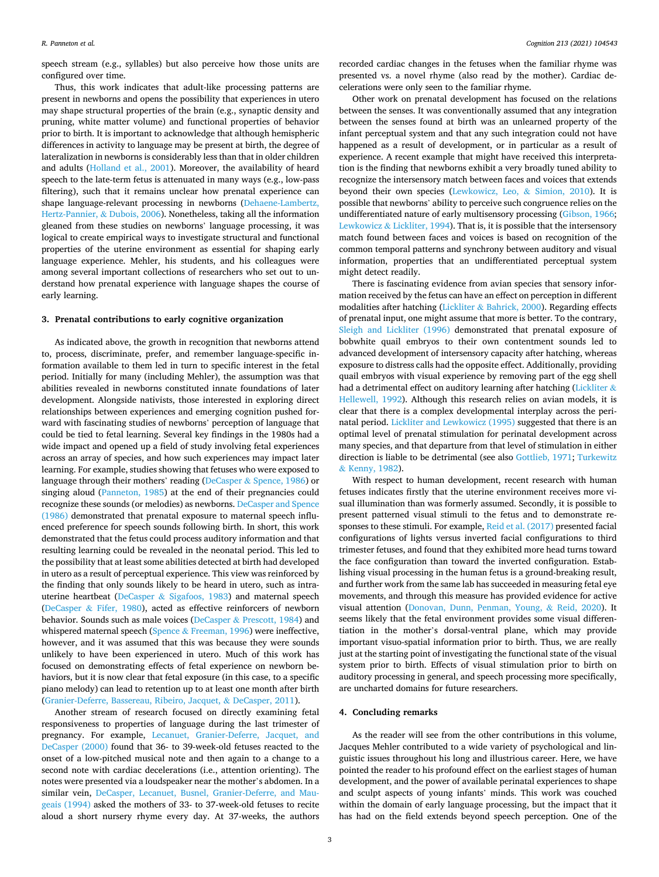speech stream (e.g., syllables) but also perceive how those units are configured over time.

Thus, this work indicates that adult-like processing patterns are present in newborns and opens the possibility that experiences in utero may shape structural properties of the brain (e.g., synaptic density and pruning, white matter volume) and functional properties of behavior prior to birth. It is important to acknowledge that although hemispheric differences in activity to language may be present at birth, the degree of lateralization in newborns is considerably less than that in older children and adults (Holland et al., 2001). Moreover, the availability of heard speech to the late-term fetus is attenuated in many ways (e.g., low-pass filtering), such that it remains unclear how prenatal experience can shape language-relevant processing in newborns (Dehaene-Lambertz, Hertz-Pannier, & Dubois, 2006). Nonetheless, taking all the information gleaned from these studies on newborns' language processing, it was logical to create empirical ways to investigate structural and functional properties of the uterine environment as essential for shaping early language experience. Mehler, his students, and his colleagues were among several important collections of researchers who set out to understand how prenatal experience with language shapes the course of early learning.

## 3. Prenatal contributions to early cognitive organization

As indicated above, the growth in recognition that newborns attend to, process, discriminate, prefer, and remember language-specific information available to them led in turn to specific interest in the fetal period. Initially for many (including Mehler), the assumption was that abilities revealed in newborns constituted innate foundations of later development. Alongside nativists, those interested in exploring direct relationships between experiences and emerging cognition pushed forward with fascinating studies of newborns' perception of language that could be tied to fetal learning. Several key findings in the 1980s had a wide impact and opened up a field of study involving fetal experiences across an array of species, and how such experiences may impact later learning. For example, studies showing that fetuses who were exposed to language through their mothers' reading (DeCasper & Spence, 1986) or singing aloud (Panneton, 1985) at the end of their pregnancies could recognize these sounds (or melodies) as newborns. DeCasper and Spence (1986) demonstrated that prenatal exposure to maternal speech influenced preference for speech sounds following birth. In short, this work demonstrated that the fetus could process auditory information and that resulting learning could be revealed in the neonatal period. This led to the possibility that at least some abilities detected at birth had developed in utero as a result of perceptual experience. This view was reinforced by the finding that only sounds likely to be heard in utero, such as intrauterine heartbeat (DeCasper & Sigafoos, 1983) and maternal speech (DeCasper & Fifer, 1980), acted as effective reinforcers of newborn behavior. Sounds such as male voices (DeCasper & Prescott, 1984) and whispered maternal speech (Spence & Freeman, 1996) were ineffective, however, and it was assumed that this was because they were sounds unlikely to have been experienced in utero. Much of this work has focused on demonstrating effects of fetal experience on newborn behaviors, but it is now clear that fetal exposure (in this case, to a specific piano melody) can lead to retention up to at least one month after birth (Granier-Deferre, Bassereau, Ribeiro, Jacquet, & DeCasper, 2011).

Another stream of research focused on directly examining fetal responsiveness to properties of language during the last trimester of pregnancy. For example, Lecanuet, Granier-Deferre, Jacquet, and DeCasper (2000) found that 36- to 39-week-old fetuses reacted to the onset of a low-pitched musical note and then again to a change to a second note with cardiac decelerations (i.e., attention orienting). The notes were presented via a loudspeaker near the mother's abdomen. In a similar vein, DeCasper, Lecanuet, Busnel, Granier-Deferre, and Maugeais (1994) asked the mothers of 33- to 37-week-old fetuses to recite aloud a short nursery rhyme every day. At 37-weeks, the authors recorded cardiac changes in the fetuses when the familiar rhyme was presented vs. a novel rhyme (also read by the mother). Cardiac decelerations were only seen to the familiar rhyme.

Other work on prenatal development has focused on the relations between the senses. It was conventionally assumed that any integration between the senses found at birth was an unlearned property of the infant perceptual system and that any such integration could not have happened as a result of development, or in particular as a result of experience. A recent example that might have received this interpretation is the finding that newborns exhibit a very broadly tuned ability to recognize the intersensory match between faces and voices that extends beyond their own species (Lewkowicz, Leo, & Simion, 2010). It is possible that newborns' ability to perceive such congruence relies on the undifferentiated nature of early multisensory processing (Gibson, 1966; Lewkowicz & Lickliter, 1994). That is, it is possible that the intersensory match found between faces and voices is based on recognition of the common temporal patterns and synchrony between auditory and visual information, properties that an undifferentiated perceptual system might detect readily.

There is fascinating evidence from avian species that sensory information received by the fetus can have an effect on perception in different modalities after hatching (Lickliter & Bahrick, 2000). Regarding effects of prenatal input, one might assume that more is better. To the contrary, Sleigh and Lickliter (1996) demonstrated that prenatal exposure of bobwhite quail embryos to their own contentment sounds led to advanced development of intersensory capacity after hatching, whereas exposure to distress calls had the opposite effect. Additionally, providing quail embryos with visual experience by removing part of the egg shell had a detrimental effect on auditory learning after hatching (Lickliter & Hellewell, 1992). Although this research relies on avian models, it is clear that there is a complex developmental interplay across the perinatal period. Lickliter and Lewkowicz (1995) suggested that there is an optimal level of prenatal stimulation for perinatal development across many species, and that departure from that level of stimulation in either direction is liable to be detrimental (see also Gottlieb, 1971; Turkewitz & Kenny, 1982).

With respect to human development, recent research with human fetuses indicates firstly that the uterine environment receives more visual illumination than was formerly assumed. Secondly, it is possible to present patterned visual stimuli to the fetus and to demonstrate responses to these stimuli. For example, Reid et al. (2017) presented facial configurations of lights versus inverted facial configurations to third trimester fetuses, and found that they exhibited more head turns toward the face configuration than toward the inverted configuration. Establishing visual processing in the human fetus is a ground-breaking result, and further work from the same lab has succeeded in measuring fetal eye movements, and through this measure has provided evidence for active visual attention (Donovan, Dunn, Penman, Young, & Reid, 2020). It seems likely that the fetal environment provides some visual differentiation in the mother's dorsal-ventral plane, which may provide important visuo-spatial information prior to birth. Thus, we are really just at the starting point of investigating the functional state of the visual system prior to birth. Effects of visual stimulation prior to birth on auditory processing in general, and speech processing more specifically, are uncharted domains for future researchers.

## 4. Concluding remarks

As the reader will see from the other contributions in this volume, Jacques Mehler contributed to a wide variety of psychological and linguistic issues throughout his long and illustrious career. Here, we have pointed the reader to his profound effect on the earliest stages of human development, and the power of available perinatal experiences to shape and sculpt aspects of young infants' minds. This work was couched within the domain of early language processing, but the impact that it has had on the field extends beyond speech perception. One of the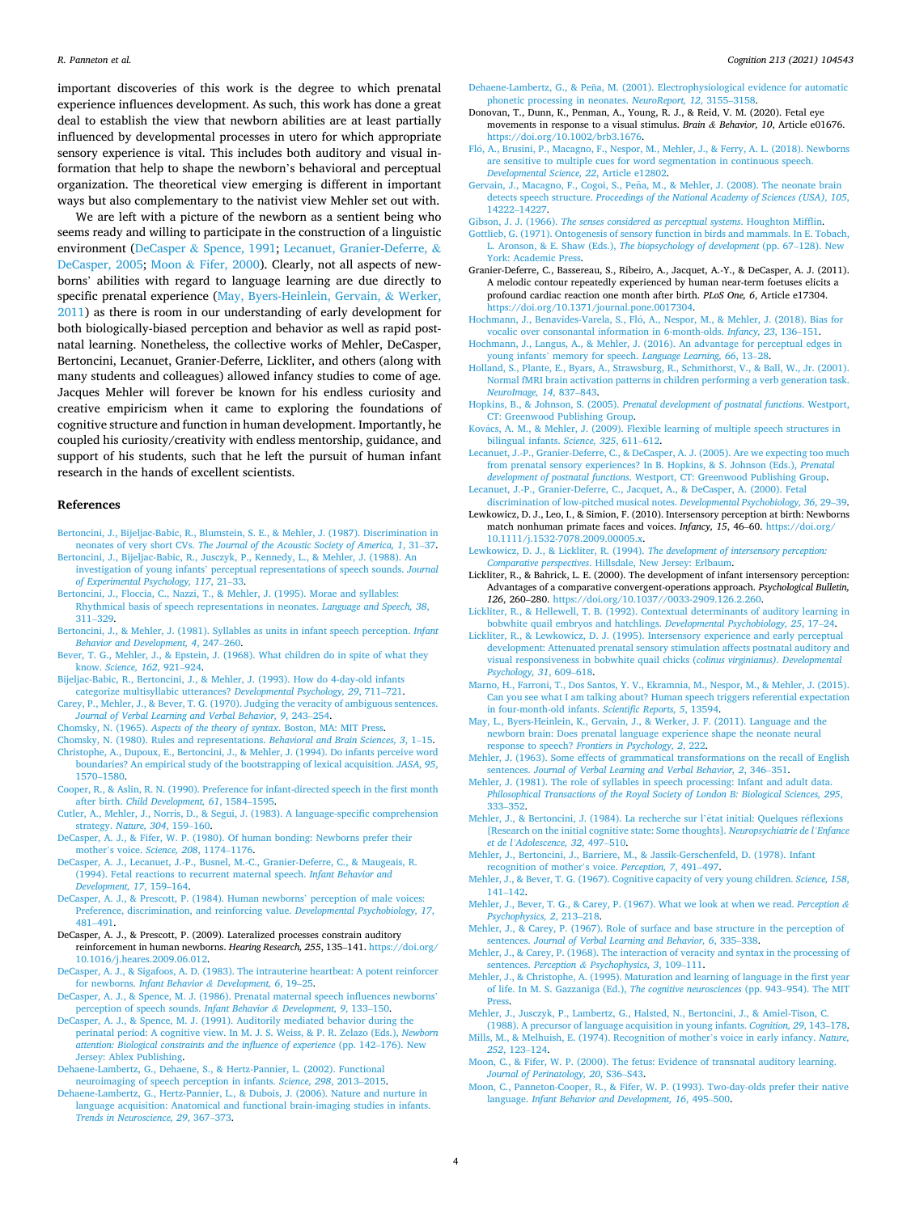important discoveries of this work is the degree to which prenatal experience influences development. As such, this work has done a great deal to establish the view that newborn abilities are at least partially influenced by developmental processes in utero for which appropriate sensory experience is vital. This includes both auditory and visual information that help to shape the newborn's behavioral and perceptual organization. The theoretical view emerging is different in important ways but also complementary to the nativist view Mehler set out with.

We are left with a picture of the newborn as a sentient being who seems ready and willing to participate in the construction of a linguistic environment (DeCasper & Spence, 1991; Lecanuet, Granier-Deferre, & DeCasper, 2005; Moon & Fifer, 2000). Clearly, not all aspects of newborns' abilities with regard to language learning are due directly to specific prenatal experience (May, Byers-Heinlein, Gervain, & Werker, 2011) as there is room in our understanding of early development for both biologically-biased perception and behavior as well as rapid postnatal learning. Nonetheless, the collective works of Mehler, DeCasper, Bertoncini, Lecanuet, Granier-Deferre, Lickliter, and others (along with many students and colleagues) allowed infancy studies to come of age. Jacques Mehler will forever be known for his endless curiosity and creative empiricism when it came to exploring the foundations of cognitive structure and function in human development. Importantly, he coupled his curiosity/creativity with endless mentorship, guidance, and support of his students, such that he left the pursuit of human infant research in the hands of excellent scientists.

## References

Bertoncini, J., Bijeljac-Babic, R., Blumstein, S. E., & Mehler, J. (1987). Discrimination in neonates of very short CVs. *The Journal of the Acoustic Society of America, 1*, 31–37.

Bertoncini, J., Bijeljac-Babic, R., Jusczyk, P., Kennedy, L., & Mehler, J. (1988). An investigation of young infants' perceptual representations of speech sounds. *Journal of Experimental Psychology, 117*, 21–33.

Bertoncini, J., Floccia, C., Nazzi, T., & Mehler, J. (1995). Morae and syllables: Rhythmical basis of speech representations in neonates. *Language and Speech, 38*, 311–329.

Bertoncini, J., & Mehler, J. (1981). Syllables as units in infant speech perception. *Infant Behavior and Development, 4*, 247–260.

Bever, T. G., Mehler, J., & Epstein, J. (1968). What children do in spite of what they know. *Science, 162*, 921–924.

Bijeljac-Babic, R., Bertoncini, J., & Mehler, J. (1993). How do 4-day-old infants categorize multisyllabic utterances? *Developmental Psychology, 29*, 711–721.

Carey, P., Mehler, J., & Bever, T. G. (1970). Judging the veracity of ambiguous sentences. *Journal of Verbal Learning and Verbal Behavior, 9*, 243–254.

Chomsky, N. (1965). *Aspects of the theory of syntax*. Boston, MA: MIT Press.

Chomsky, N. (1980). Rules and representations. *Behavioral and Brain Sciences, 3*, 1–15.

Christophe, A., Dupoux, E., Bertoncini, J., & Mehler, J. (1994). Do infants perceive word boundaries? An empirical study of the bootstrapping of lexical acquisition. *JASA, 95*, 1570–1580.

Cooper, R., & Aslin, R. N. (1990). Preference for infant-directed speech in the first month after birth. *Child Development, 61*, 1584–1595.

Cutler, A., Mehler, J., Norris, D., & Segui, J. (1983). A language-specific comprehension strategy. *Nature, 304*, 159–160.

DeCasper, A. J., & Fifer, W. P. (1980). Of human bonding: Newborns prefer their mother's voice. *Science, 208*, 1174–1176.

DeCasper, A. J., Lecanuet, J.-P., Busnel, M.-C., Granier-Deferre, C., & Maugeais, R. (1994). Fetal reactions to recurrent maternal speech. *Infant Behavior and Development, 17*, 159–164.

DeCasper, A. J., & Prescott, P. (1984). Human newborns' perception of male voices: Preference, discrimination, and reinforcing value. *Developmental Psychobiology, 17*, 481–491.

DeCasper, A. J., & Prescott, P. (2009). Lateralized processes constrain auditory reinforcement in human newborns. *Hearing Research, 255*, 135–141. https://doi.org/10.1016/j.heares.2009.06.012.

DeCasper, A. J., & Sigafoos, A. D. (1983). The intrauterine heartbeat: A potent reinforcer for newborns. *Infant Behavior & Development, 6*, 19–25.

DeCasper, A. J., & Spence, M. J. (1986). Prenatal maternal speech influences newborns' perception of speech sounds. *Infant Behavior & Development, 9*, 133–150.

DeCasper, A. J., & Spence, M. J. (1991). Auditorily mediated behavior during the perinatal period: A cognitive view. In M. J. S. Weiss, & P. R. Zelazo (Eds.), *Newborn attention: Biological constraints and the influence of experience* (pp. 142–176). New Jersey: Ablex Publishing.

Dehaene-Lambertz, G., Dehaene, S., & Hertz-Pannier, L. (2002). Functional neuroimaging of speech perception in infants. *Science, 298*, 2013–2015.

Dehaene-Lambertz, G., Hertz-Pannier, L., & Dubois, J. (2006). Nature and nurture in language acquisition: Anatomical and functional brain-imaging studies in infants. *Trends in Neuroscience, 29*, 367–373.

Dehaene-Lambertz, G., & Peña, M. (2001). Electrophysiological evidence for automatic phonetic processing in neonates. *NeuroReport, 12*, 3155–3158.

Donovan, T., Dunn, K., Penman, A., Young, R. J., & Reid, V. M. (2020). Fetal eye movements in response to a visual stimulus. *Brain & Behavior, 10*, Article e01676. https://doi.org/10.1002/brb3.1676.

Fló, A., Brusini, P., Macagno, F., Nespor, M., Mehler, J., & Ferry, A. L. (2018). Newborns are sensitive to multiple cues for word segmentation in continuous speech. *Developmental Science, 22*, Article e12802.

Gervain, J., Macagno, F., Cogoi, S., Peña, M., & Mehler, J. (2008). The neonate brain detects speech structure. *Proceedings of the National Academy of Sciences (USA), 105*, 14222–14227.

Gibson, J. J. (1966). *The senses considered as perceptual systems*. Houghton Mifflin.

Gottlieb, G. (1971). Ontogenesis of sensory function in birds and mammals. In E. Tobach, L. Aronson, & E. Shaw (Eds.), *The biopsychology of development* (pp. 67–128). New York: Academic Press.

Granier-Deferre, C., Bassereau, S., Ribeiro, A., Jacquet, A.-Y., & DeCasper, A. J. (2011). A melodic contour repeatedly experienced by human near-term foetuses elicits a profound cardiac reaction one month after birth. *PLoS One, 6*, Article e17304. https://doi.org/10.1371/journal.pone.0017304.

Hochmann, J., Benavides-Varela, S., Fló, A., Nespor, M., & Mehler, J. (2018). Bias for vocalic over consonantal information in 6-month-olds. *Infancy, 23*, 136–151.

Hochmann, J., Langus, A., & Mehler, J. (2016). An advantage for perceptual edges in young infants' memory for speech. *Language Learning, 66*, 13–28.

Holland, S., Plante, E., Byars, A., Strawsburg, R., Schmithorst, V., & Ball, W., Jr. (2001). Normal fMRI brain activation patterns in children performing a verb generation task. *NeuroImage, 14*, 837–843.

Hopkins, B., & Johnson, S. (2005). *Prenatal development of postnatal functions*. Westport, CT: Greenwood Publishing Group.

Kovács, A. M., & Mehler, J. (2009). Flexible learning of multiple speech structures in bilingual infants. *Science, 325*, 611–612.

Lecanuet, J.-P., Granier-Deferre, C., & DeCasper, A. J. (2005). Are we expecting too much from prenatal sensory experiences? In B. Hopkins, & S. Johnson (Eds.), *Prenatal development of postnatal functions*. Westport, CT: Greenwood Publishing Group.

Lecanuet, J.-P., Granier-Deferre, C., Jacquet, A., & DeCasper, A. (2000). Fetal discrimination of low-pitched musical notes. *Developmental Psychobiology, 36*, 29–39.

Lewkowicz, D. J., Leo, I., & Simion, F. (2010). Intersensory perception at birth: Newborns match nonhuman primate faces and voices. *Infancy, 15*, 46–60. https://doi.org/10.1111/j.1532-7078.2009.00005.x.

Lewkowicz, D. J., & Lickliter, R. (1994). *The development of intersensory perception: Comparative perspectives*. Hillsdale, New Jersey: Erlbaum.

Lickliter, R., & Bahrick, L. E. (2000). The development of infant intersensory perception: Advantages of a comparative convergent-operations approach. *Psychological Bulletin, 126*, 260–280. https://doi.org/10.1037//0033-2909.126.2.260.

Lickliter, R., & Hellewell, T. B. (1992). Contextual determinants of auditory learning in bobwhite quail embryos and hatchlings. *Developmental Psychobiology, 25*, 17–24.

Lickliter, R., & Lewkowicz, D. J. (1995). Intersensory experience and early perceptual development: Attenuated prenatal sensory stimulation affects postnatal auditory and visual responsiveness in bobwhite quail chicks (*colinus virginianus*). *Developmental Psychology, 31*, 609–618.

Marno, H., Farroni, T., Dos Santos, Y. V., Ekramnia, M., Nespor, M., & Mehler, J. (2015). Can you see what I am talking about? Human speech triggers referential expectation in four-month-old infants. *Scientific Reports, 5*, 13594.

May, L., Byers-Heinlein, K., Gervain, J., & Werker, J. F. (2011). Language and the newborn brain: Does prenatal language experience shape the neonate neural response to speech? *Frontiers in Psychology, 2*, 222.

Mehler, J. (1963). Some effects of grammatical transformations on the recall of English sentences. *Journal of Verbal Learning and Verbal Behavior, 2*, 346–351.

Mehler, J. (1981). The role of syllables in speech processing: Infant and adult data. *Philosophical Transactions of the Royal Society of London B: Biological Sciences, 295*, 333–352.

Mehler, J., & Bertoncini, J. (1984). La recherche sur l'état initial: Quelques réflexions [Research on the initial cognitive state: Some thoughts]. *Neuropsychiatrie de l'Enfance et de l'Adolescence, 32*, 497–510.

Mehler, J., Bertoncini, J., Barriere, M., & Jassik-Gerschenfeld, D. (1978). Infant recognition of mother's voice. *Perception, 7*, 491–497.

Mehler, J., & Bever, T. G. (1967). Cognitive capacity of very young children. *Science, 158*, 141–142.

Mehler, J., Bever, T. G., & Carey, P. (1967). What we look at when we read. *Perception & Psychophysics, 2*, 213–218.

Mehler, J., & Carey, P. (1967). Role of surface and base structure in the perception of sentences. *Journal of Verbal Learning and Behavior, 6*, 335–338.

Mehler, J., & Carey, P. (1968). The interaction of veracity and syntax in the processing of sentences. *Perception & Psychophysics, 3*, 109–111.

Mehler, J., & Christophe, A. (1995). Maturation and learning of language in the first year of life. In M. S. Gazzaniga (Ed.), *The cognitive neurosciences* (pp. 943–954). The MIT Press.

Mehler, J., Jusczyk, P., Lambertz, G., Halsted, N., Bertoncini, J., & Amiel-Tison, C. (1988). A precursor of language acquisition in young infants. *Cognition, 29*, 143–178.

Mills, M., & Melhuish, E. (1974). Recognition of mother's voice in early infancy. *Nature, 252*, 123–124.

Moon, C., & Fifer, W. P. (2000). The fetus: Evidence of transnatal auditory learning. *Journal of Perinatology, 20*, S36–S43.

Moon, C., Panneton-Cooper, R., & Fifer, W. P. (1993). Two-day-olds prefer their native language. *Infant Behavior and Development, 16*, 495–500.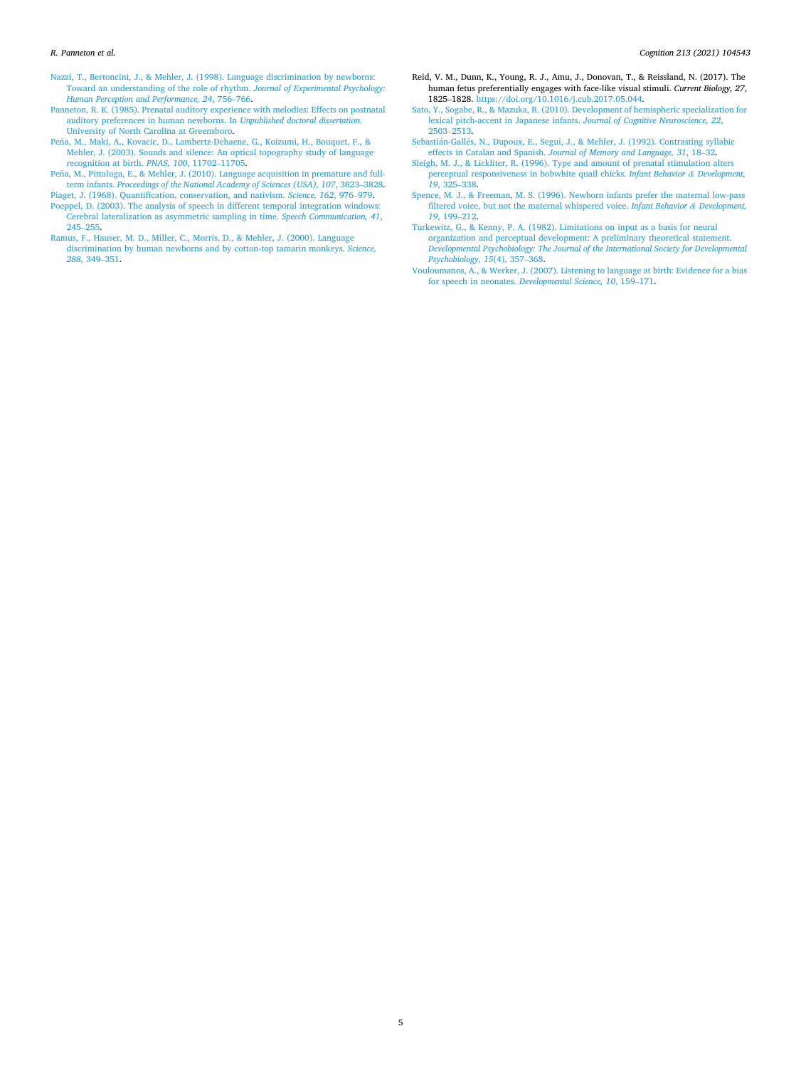Nazzi, T., Bertoncini, J., & Mehler, J. (1998). Language discrimination by newborns: Toward an understanding of the role of rhythm. *Journal of Experimental Psychology: Human Perception and Performance, 24*, 756–766.

Panneton, R. K. (1985). Prenatal auditory experience with melodies: Effects on postnatal auditory preferences in human newborns. In *Unpublished doctoral dissertation*. University of North Carolina at Greensboro.

Peña, M., Maki, A., Kovacic, D., Lambertz-Dehaene, G., Koizumi, H., Bouquet, F., & Mehler, J. (2003). Sounds and silence: An optical topography study of language recognition at birth. *PNAS, 100*, 11702–11705.

Peña, M., Pittaluga, E., & Mehler, J. (2010). Language acquisition in premature and full-term infants. *Proceedings of the National Academy of Sciences (USA), 107*, 3823–3828.

Piaget, J. (1968). Quantification, conservation, and nativism. *Science, 162*, 976–979.

Poeppel, D. (2003). The analysis of speech in different temporal integration windows: Cerebral lateralization as asymmetric sampling in time. *Speech Communication, 41*, 245–255.

Ramus, F., Hauser, M. D., Miller, C., Morris, D., & Mehler, J. (2000). Language discrimination by human newborns and by cotton-top tamarin monkeys. *Science, 288*, 349–351.

Reid, V. M., Dunn, K., Young, R. J., Amu, J., Donovan, T., & Reissland, N. (2017). The human fetus preferentially engages with face-like visual stimuli. *Current Biology, 27*, 1825–1828. https://doi.org/10.1016/j.cub.2017.05.044.

Sato, Y., Sogabe, R., & Mazuka, R. (2010). Development of hemispheric specialization for lexical pitch-accent in Japanese infants. *Journal of Cognitive Neuroscience, 22*, 2503–2513.

Sebastián-Gallés, N., Dupoux, E., Segui, J., & Mehler, J. (1992). Contrasting syllabic effects in Catalan and Spanish. *Journal of Memory and Language, 31*, 18–32.

Sleigh, M. J., & Lickliter, R. (1996). Type and amount of prenatal stimulation alters perceptual responsiveness in bobwhite quail chicks. *Infant Behavior & Development, 19*, 325–338.

Spence, M. J., & Freeman, M. S. (1996). Newborn infants prefer the maternal low-pass filtered voice, but not the maternal whispered voice. *Infant Behavior & Development, 19*, 199–212.

Turkewitz, G., & Kenny, P. A. (1982). Limitations on input as a basis for neural organization and perceptual development: A preliminary theoretical statement. *Developmental Psychobiology: The Journal of the International Society for Developmental Psychobiology, 15*(4), 357–368.

Vouloumanos, A., & Werker, J. (2007). Listening to language at birth: Evidence for a bias for speech in neonates. *Developmental Science, 10*, 159–171.